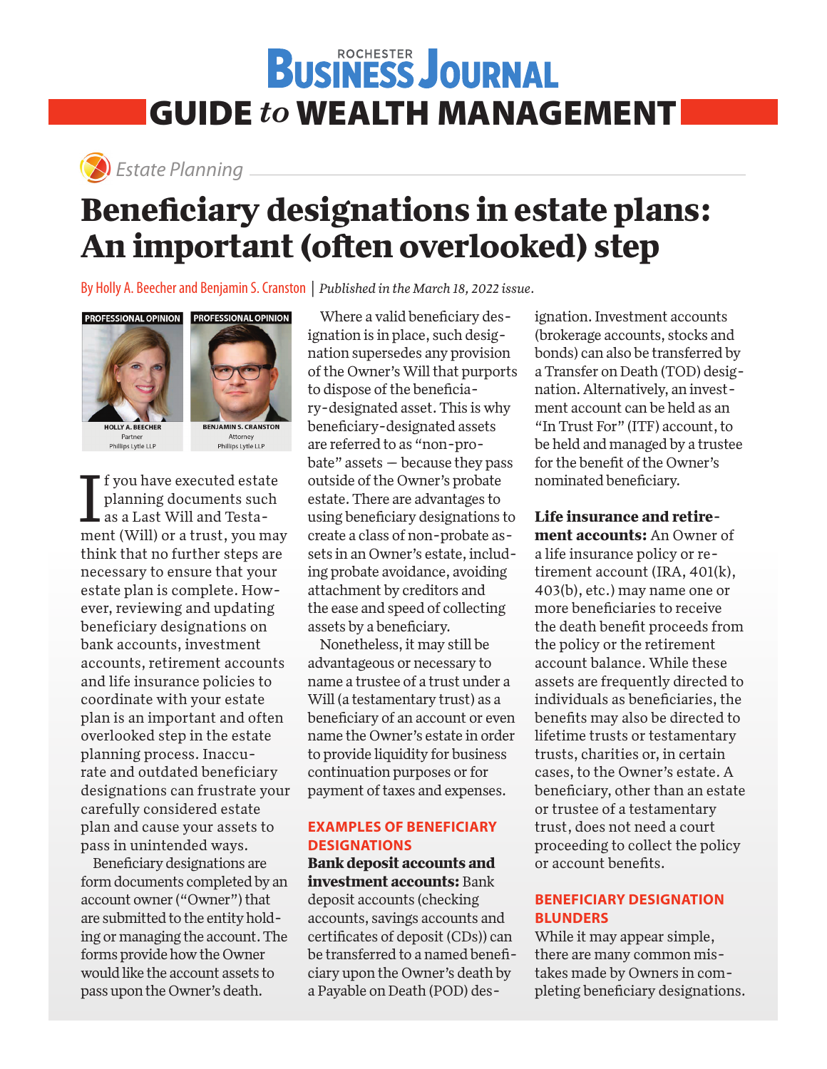# Rochester Business Journal
## GUIDE to WEALTH MANAGEMENT

*Estate Planning*

# Beneficiary designations in estate plans: An important (often overlooked) step

By Holly A. Beecher and Benjamin S. Cranston | *Published in the March 18, 2022 issue.*

PROFESSIONAL OPINION
HOLLY A. BEECHER
Partner
Phillips Lytle LLP

PROFESSIONAL OPINION
BENJAMIN S. CRANSTON
Attorney
Phillips Lytle LLP

If you have executed estate planning documents such as a Last Will and Testament (Will) or a trust, you may think that no further steps are necessary to ensure that your estate plan is complete. However, reviewing and updating beneficiary designations on bank accounts, investment accounts, retirement accounts and life insurance policies to coordinate with your estate plan is an important and often overlooked step in the estate planning process. Inaccurate and outdated beneficiary designations can frustrate your carefully considered estate plan and cause your assets to pass in unintended ways.

Beneficiary designations are form documents completed by an account owner ("Owner") that are submitted to the entity holding or managing the account. The forms provide how the Owner would like the account assets to pass upon the Owner's death.

Where a valid beneficiary designation is in place, such designation supersedes any provision of the Owner's Will that purports to dispose of the beneficiary-designated asset. This is why beneficiary-designated assets are referred to as "non-probate" assets — because they pass outside of the Owner's probate estate. There are advantages to using beneficiary designations to create a class of non-probate assets in an Owner's estate, including probate avoidance, avoiding attachment by creditors and the ease and speed of collecting assets by a beneficiary.

Nonetheless, it may still be advantageous or necessary to name a trustee of a trust under a Will (a testamentary trust) as a beneficiary of an account or even name the Owner's estate in order to provide liquidity for business continuation purposes or for payment of taxes and expenses.

## EXAMPLES OF BENEFICIARY DESIGNATIONS

**Bank deposit accounts and investment accounts:** Bank deposit accounts (checking accounts, savings accounts and certificates of deposit (CDs)) can be transferred to a named beneficiary upon the Owner's death by a Payable on Death (POD) designation. Investment accounts (brokerage accounts, stocks and bonds) can also be transferred by a Transfer on Death (TOD) designation. Alternatively, an investment account can be held as an "In Trust For" (ITF) account, to be held and managed by a trustee for the benefit of the Owner's nominated beneficiary.

**Life insurance and retirement accounts:** An Owner of a life insurance policy or retirement account (IRA, 401(k), 403(b), etc.) may name one or more beneficiaries to receive the death benefit proceeds from the policy or the retirement account balance. While these assets are frequently directed to individuals as beneficiaries, the benefits may also be directed to lifetime trusts or testamentary trusts, charities or, in certain cases, to the Owner's estate. A beneficiary, other than an estate or trustee of a testamentary trust, does not need a court proceeding to collect the policy or account benefits.

## BENEFICIARY DESIGNATION BLUNDERS

While it may appear simple, there are many common mistakes made by Owners in completing beneficiary designations.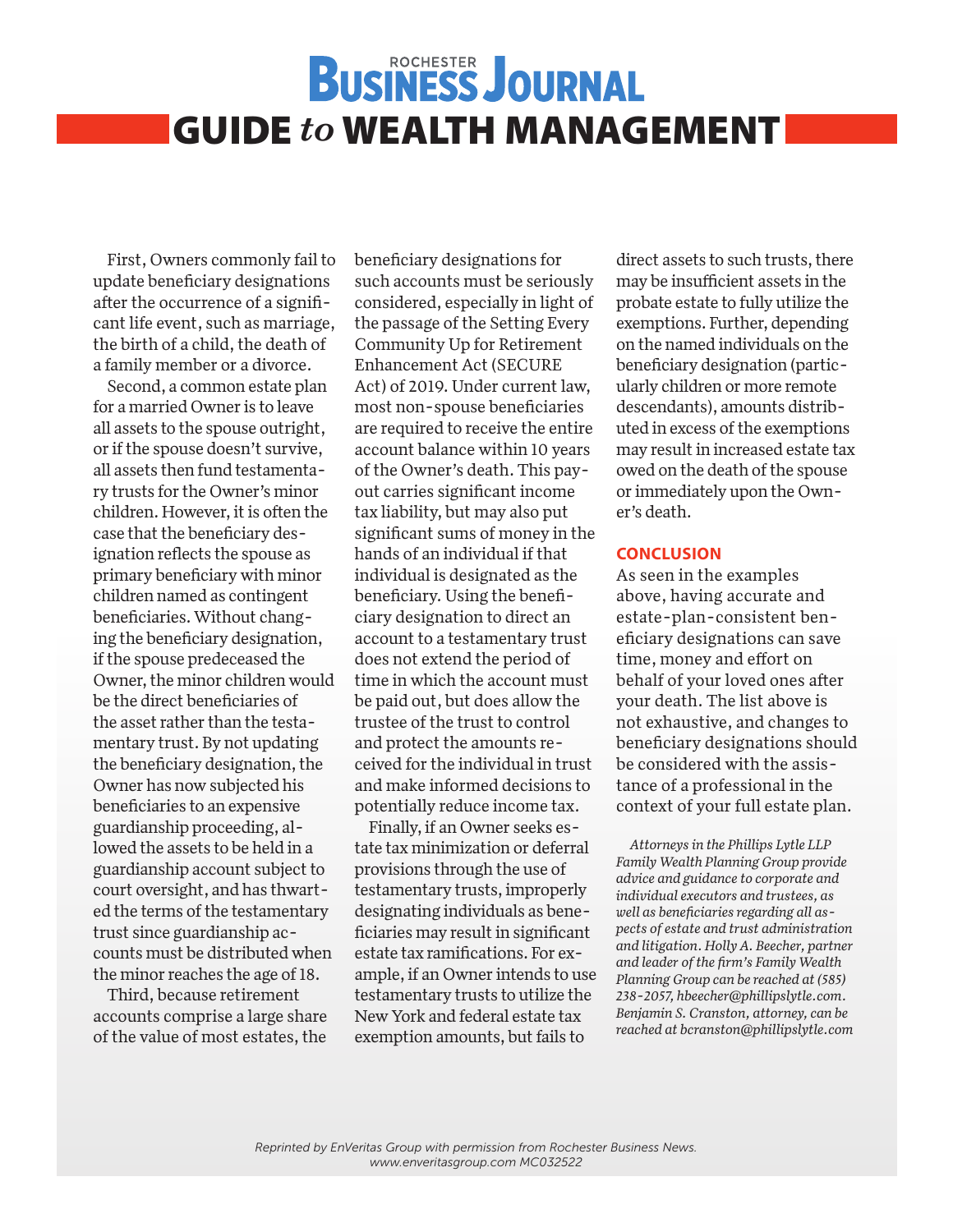First, Owners commonly fail to update beneficiary designations after the occurrence of a significant life event, such as marriage, the birth of a child, the death of a family member or a divorce.

Second, a common estate plan for a married Owner is to leave all assets to the spouse outright, or if the spouse doesn't survive, all assets then fund testamentary trusts for the Owner's minor children. However, it is often the case that the beneficiary designation reflects the spouse as primary beneficiary with minor children named as contingent beneficiaries. Without changing the beneficiary designation, if the spouse predeceased the Owner, the minor children would be the direct beneficiaries of the asset rather than the testamentary trust. By not updating the beneficiary designation, the Owner has now subjected his beneficiaries to an expensive guardianship proceeding, allowed the assets to be held in a guardianship account subject to court oversight, and has thwarted the terms of the testamentary trust since guardianship accounts must be distributed when the minor reaches the age of 18.

Third, because retirement accounts comprise a large share of the value of most estates, the beneficiary designations for such accounts must be seriously considered, especially in light of the passage of the Setting Every Community Up for Retirement Enhancement Act (SECURE Act) of 2019. Under current law, most non-spouse beneficiaries are required to receive the entire account balance within 10 years of the Owner's death. This payout carries significant income tax liability, but may also put significant sums of money in the hands of an individual if that individual is designated as the beneficiary. Using the beneficiary designation to direct an account to a testamentary trust does not extend the period of time in which the account must be paid out, but does allow the trustee of the trust to control and protect the amounts received for the individual in trust and make informed decisions to potentially reduce income tax.

Finally, if an Owner seeks estate tax minimization or deferral provisions through the use of testamentary trusts, improperly designating individuals as beneficiaries may result in significant estate tax ramifications. For example, if an Owner intends to use testamentary trusts to utilize the New York and federal estate tax exemption amounts, but fails to direct assets to such trusts, there may be insufficient assets in the probate estate to fully utilize the exemptions. Further, depending on the named individuals on the beneficiary designation (particularly children or more remote descendants), amounts distributed in excess of the exemptions may result in increased estate tax owed on the death of the spouse or immediately upon the Owner's death.

## CONCLUSION

As seen in the examples above, having accurate and estate-plan-consistent beneficiary designations can save time, money and effort on behalf of your loved ones after your death. The list above is not exhaustive, and changes to beneficiary designations should be considered with the assistance of a professional in the context of your full estate plan.

*Attorneys in the Phillips Lytle LLP Family Wealth Planning Group provide advice and guidance to corporate and individual executors and trustees, as well as beneficiaries regarding all aspects of estate and trust administration and litigation. Holly A. Beecher, partner and leader of the firm's Family Wealth Planning Group can be reached at (585) 238-2057, hbeecher@phillipslytle.com. Benjamin S. Cranston, attorney, can be reached at bcranston@phillipslytle.com*

*Reprinted by EnVeritas Group with permission from Rochester Business News. www.enveritasgroup.com MC032522*